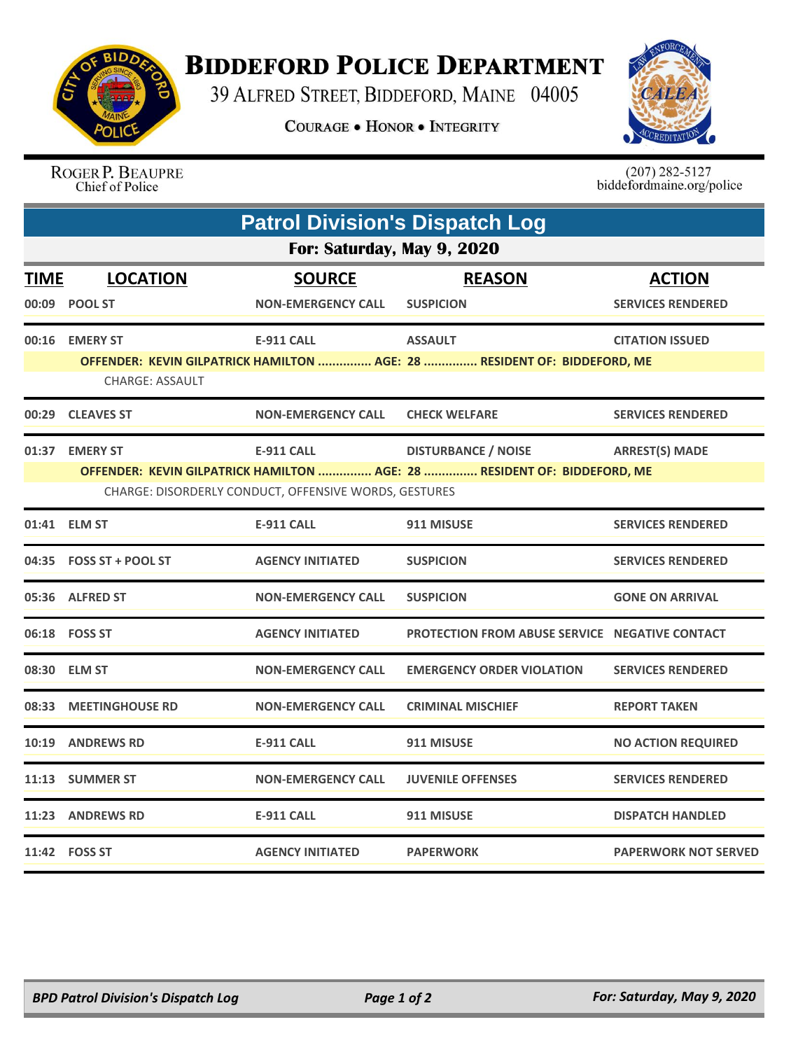# Biddeford Police Department

39 Alfred Street, Biddeford, Maine 04005

**Courage • Honor • Integrity**

Roger P. Beaupre
Chief of Police

(207) 282-5127
biddefordmaine.org/police

## Patrol Division's Dispatch Log

### For: Saturday, May 9, 2020

| TIME | LOCATION | SOURCE | REASON | ACTION |
|---|---|---|---|---|
| 00:09 | POOL ST | NON-EMERGENCY CALL | SUSPICION | SERVICES RENDERED |
| 00:16 | EMERY ST | E-911 CALL | ASSAULT | CITATION ISSUED |
| | OFFENDER: KEVIN GILPATRICK HAMILTON ............... AGE: 28 ............... RESIDENT OF: BIDDEFORD, ME | | | |
| | CHARGE: ASSAULT | | | |
| 00:29 | CLEAVES ST | NON-EMERGENCY CALL | CHECK WELFARE | SERVICES RENDERED |
| 01:37 | EMERY ST | E-911 CALL | DISTURBANCE / NOISE | ARREST(S) MADE |
| | OFFENDER: KEVIN GILPATRICK HAMILTON ............... AGE: 28 ............... RESIDENT OF: BIDDEFORD, ME | | | |
| | CHARGE: DISORDERLY CONDUCT, OFFENSIVE WORDS, GESTURES | | | |
| 01:41 | ELM ST | E-911 CALL | 911 MISUSE | SERVICES RENDERED |
| 04:35 | FOSS ST + POOL ST | AGENCY INITIATED | SUSPICION | SERVICES RENDERED |
| 05:36 | ALFRED ST | NON-EMERGENCY CALL | SUSPICION | GONE ON ARRIVAL |
| 06:18 | FOSS ST | AGENCY INITIATED | PROTECTION FROM ABUSE SERVICE | NEGATIVE CONTACT |
| 08:30 | ELM ST | NON-EMERGENCY CALL | EMERGENCY ORDER VIOLATION | SERVICES RENDERED |
| 08:33 | MEETINGHOUSE RD | NON-EMERGENCY CALL | CRIMINAL MISCHIEF | REPORT TAKEN |
| 10:19 | ANDREWS RD | E-911 CALL | 911 MISUSE | NO ACTION REQUIRED |
| 11:13 | SUMMER ST | NON-EMERGENCY CALL | JUVENILE OFFENSES | SERVICES RENDERED |
| 11:23 | ANDREWS RD | E-911 CALL | 911 MISUSE | DISPATCH HANDLED |
| 11:42 | FOSS ST | AGENCY INITIATED | PAPERWORK | PAPERWORK NOT SERVED |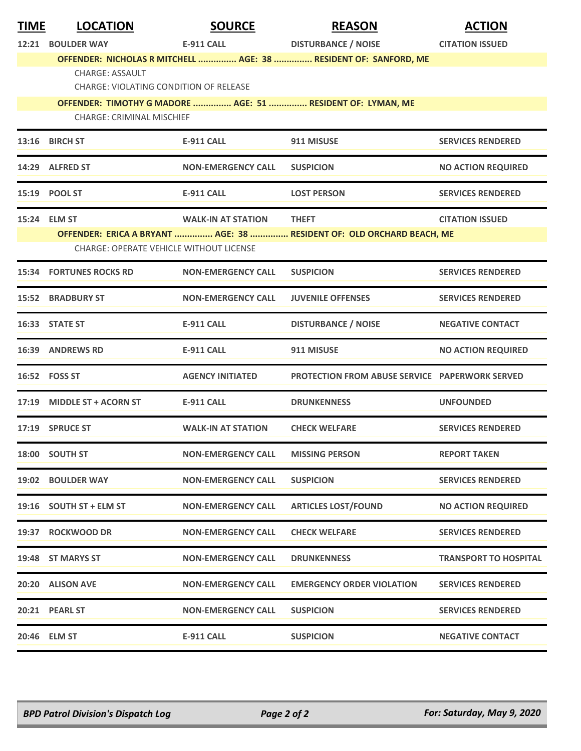| TIME | LOCATION | SOURCE | REASON | ACTION |
|---|---|---|---|---|
| 12:21 | BOULDER WAY | E-911 CALL | DISTURBANCE / NOISE | CITATION ISSUED |
| | OFFENDER: NICHOLAS R MITCHELL ............... AGE: 38 ............... RESIDENT OF: SANFORD, ME | | | |
| | CHARGE: ASSAULT | | | |
| | CHARGE: VIOLATING CONDITION OF RELEASE | | | |
| | OFFENDER: TIMOTHY G MADORE ............... AGE: 51 ............... RESIDENT OF: LYMAN, ME | | | |
| | CHARGE: CRIMINAL MISCHIEF | | | |
| 13:16 | BIRCH ST | E-911 CALL | 911 MISUSE | SERVICES RENDERED |
| 14:29 | ALFRED ST | NON-EMERGENCY CALL | SUSPICION | NO ACTION REQUIRED |
| 15:19 | POOL ST | E-911 CALL | LOST PERSON | SERVICES RENDERED |
| 15:24 | ELM ST | WALK-IN AT STATION | THEFT | CITATION ISSUED |
| | OFFENDER: ERICA A BRYANT ............... AGE: 38 ............... RESIDENT OF: OLD ORCHARD BEACH, ME | | | |
| | CHARGE: OPERATE VEHICLE WITHOUT LICENSE | | | |
| 15:34 | FORTUNES ROCKS RD | NON-EMERGENCY CALL | SUSPICION | SERVICES RENDERED |
| 15:52 | BRADBURY ST | NON-EMERGENCY CALL | JUVENILE OFFENSES | SERVICES RENDERED |
| 16:33 | STATE ST | E-911 CALL | DISTURBANCE / NOISE | NEGATIVE CONTACT |
| 16:39 | ANDREWS RD | E-911 CALL | 911 MISUSE | NO ACTION REQUIRED |
| 16:52 | FOSS ST | AGENCY INITIATED | PROTECTION FROM ABUSE SERVICE | PAPERWORK SERVED |
| 17:19 | MIDDLE ST + ACORN ST | E-911 CALL | DRUNKENNESS | UNFOUNDED |
| 17:19 | SPRUCE ST | WALK-IN AT STATION | CHECK WELFARE | SERVICES RENDERED |
| 18:00 | SOUTH ST | NON-EMERGENCY CALL | MISSING PERSON | REPORT TAKEN |
| 19:02 | BOULDER WAY | NON-EMERGENCY CALL | SUSPICION | SERVICES RENDERED |
| 19:16 | SOUTH ST + ELM ST | NON-EMERGENCY CALL | ARTICLES LOST/FOUND | NO ACTION REQUIRED |
| 19:37 | ROCKWOOD DR | NON-EMERGENCY CALL | CHECK WELFARE | SERVICES RENDERED |
| 19:48 | ST MARYS ST | NON-EMERGENCY CALL | DRUNKENNESS | TRANSPORT TO HOSPITAL |
| 20:20 | ALISON AVE | NON-EMERGENCY CALL | EMERGENCY ORDER VIOLATION | SERVICES RENDERED |
| 20:21 | PEARL ST | NON-EMERGENCY CALL | SUSPICION | SERVICES RENDERED |
| 20:46 | ELM ST | E-911 CALL | SUSPICION | NEGATIVE CONTACT |